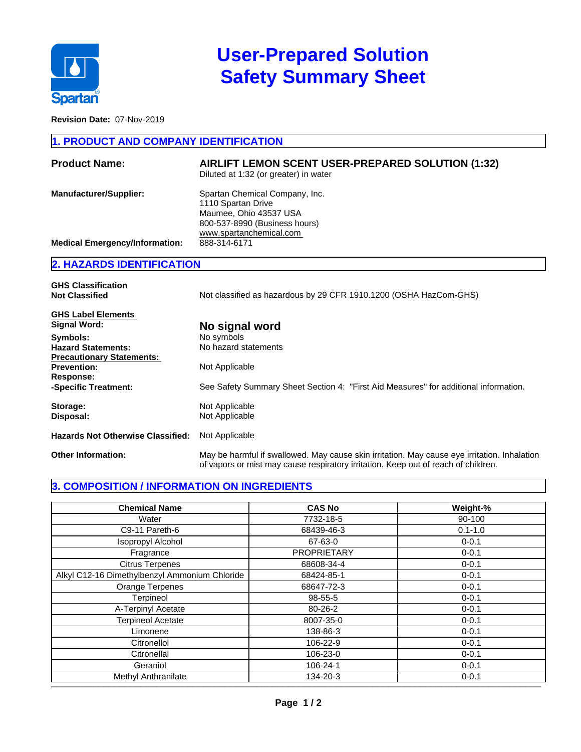# User-Prepared Solution Safety Summary Sheet

**Revision Date:** 07-Nov-2019

## 1. PRODUCT AND COMPANY IDENTIFICATION

**Product Name:** **AIRLIFT LEMON SCENT USER-PREPARED SOLUTION (1:32)**
Diluted at 1:32 (or greater) in water

**Manufacturer/Supplier:** Spartan Chemical Company, Inc.
1110 Spartan Drive
Maumee, Ohio 43537 USA
800-537-8990 (Business hours)
www.spartanchemical.com

**Medical Emergency/Information:** 888-314-6171

## 2. HAZARDS IDENTIFICATION

**GHS Classification**
**Not Classified** — Not classified as hazardous by 29 CFR 1910.1200 (OSHA HazCom-GHS)

**GHS Label Elements**

**Signal Word:** **No signal word**

**Symbols:** No symbols

**Hazard Statements:** No hazard statements

**Precautionary Statements:**

**Prevention:** Not Applicable

**Response:**

**-Specific Treatment:** See Safety Summary Sheet Section 4: "First Aid Measures" for additional information.

**Storage:** Not Applicable

**Disposal:** Not Applicable

**Hazards Not Otherwise Classified:** Not Applicable

**Other Information:** May be harmful if swallowed. May cause skin irritation. May cause eye irritation. Inhalation of vapors or mist may cause respiratory irritation. Keep out of reach of children.

## 3. COMPOSITION / INFORMATION ON INGREDIENTS

| Chemical Name | CAS No | Weight-% |
|---|---|---|
| Water | 7732-18-5 | 90-100 |
| C9-11 Pareth-6 | 68439-46-3 | 0.1-1.0 |
| Isopropyl Alcohol | 67-63-0 | 0-0.1 |
| Fragrance | PROPRIETARY | 0-0.1 |
| Citrus Terpenes | 68608-34-4 | 0-0.1 |
| Alkyl C12-16 Dimethylbenzyl Ammonium Chloride | 68424-85-1 | 0-0.1 |
| Orange Terpenes | 68647-72-3 | 0-0.1 |
| Terpineol | 98-55-5 | 0-0.1 |
| A-Terpinyl Acetate | 80-26-2 | 0-0.1 |
| Terpineol Acetate | 8007-35-0 | 0-0.1 |
| Limonene | 138-86-3 | 0-0.1 |
| Citronellol | 106-22-9 | 0-0.1 |
| Citronellal | 106-23-0 | 0-0.1 |
| Geraniol | 106-24-1 | 0-0.1 |
| Methyl Anthranilate | 134-20-3 | 0-0.1 |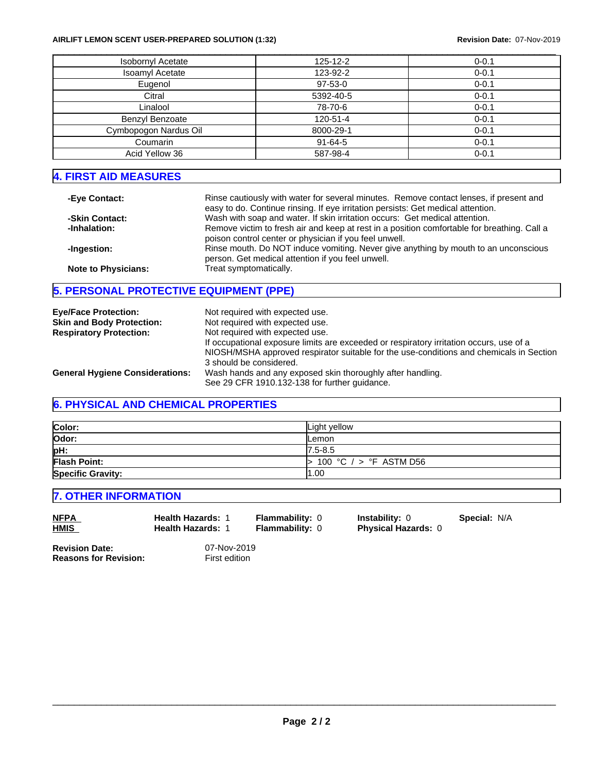| | | |
|---|---|---|
| Isobornyl Acetate | 125-12-2 | 0-0.1 |
| Isoamyl Acetate | 123-92-2 | 0-0.1 |
| Eugenol | 97-53-0 | 0-0.1 |
| Citral | 5392-40-5 | 0-0.1 |
| Linalool | 78-70-6 | 0-0.1 |
| Benzyl Benzoate | 120-51-4 | 0-0.1 |
| Cymbopogon Nardus Oil | 8000-29-1 | 0-0.1 |
| Coumarin | 91-64-5 | 0-0.1 |
| Acid Yellow 36 | 587-98-4 | 0-0.1 |

## 4. FIRST AID MEASURES

**-Eye Contact:** Rinse cautiously with water for several minutes. Remove contact lenses, if present and easy to do. Continue rinsing. If eye irritation persists: Get medical attention.

**-Skin Contact:** Wash with soap and water. If skin irritation occurs: Get medical attention.

**-Inhalation:** Remove victim to fresh air and keep at rest in a position comfortable for breathing. Call a poison control center or physician if you feel unwell.

**-Ingestion:** Rinse mouth. Do NOT induce vomiting. Never give anything by mouth to an unconscious person. Get medical attention if you feel unwell.

**Note to Physicians:** Treat symptomatically.

## 5. PERSONAL PROTECTIVE EQUIPMENT (PPE)

**Eye/Face Protection:** Not required with expected use.

**Skin and Body Protection:** Not required with expected use.

**Respiratory Protection:** Not required with expected use.
If occupational exposure limits are exceeded or respiratory irritation occurs, use of a NIOSH/MSHA approved respirator suitable for the use-conditions and chemicals in Section 3 should be considered.

**General Hygiene Considerations:** Wash hands and any exposed skin thoroughly after handling.
See 29 CFR 1910.132-138 for further guidance.

## 6. PHYSICAL AND CHEMICAL PROPERTIES

| | |
|---|---|
| **Color:** | Light yellow |
| **Odor:** | Lemon |
| **pH:** | 7.5-8.5 |
| **Flash Point:** | > 100 °C / > °F ASTM D56 |
| **Specific Gravity:** | 1.00 |

## 7. OTHER INFORMATION

| | | | | |
|---|---|---|---|---|
| **NFPA** | **Health Hazards:** 1 | **Flammability:** 0 | **Instability:** 0 | **Special:** N/A |
| **HMIS** | **Health Hazards:** 1 | **Flammability:** 0 | **Physical Hazards:** 0 | |

**Revision Date:** 07-Nov-2019

**Reasons for Revision:** First edition